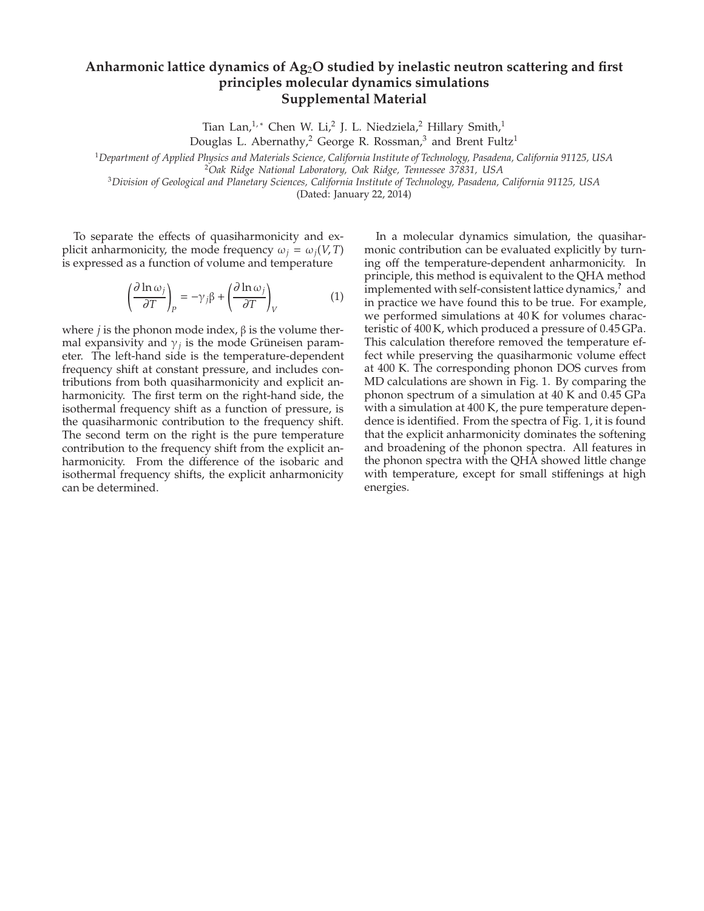# Anharmonic lattice dynamics of $Ag_2O$ studied by inelastic neutron scattering and first principles molecular dynamics simulations
## Supplemental Material

Tian Lan,[1,*] Chen W. Li,[2] J. L. Niedziela,[2] Hillary Smith,[1] Douglas L. Abernathy,[2] George R. Rossman,[3] and Brent Fultz[1]

[1]*Department of Applied Physics and Materials Science, California Institute of Technology, Pasadena, California 91125, USA*
[2]*Oak Ridge National Laboratory, Oak Ridge, Tennessee 37831, USA*
[3]*Division of Geological and Planetary Sciences, California Institute of Technology, Pasadena, California 91125, USA*

(Dated: January 22, 2014)

To separate the effects of quasiharmonicity and explicit anharmonicity, the mode frequency $\omega_j = \omega_j(V,T)$ is expressed as a function of volume and temperature

$$\left(\frac{\partial \ln \omega_j}{\partial T}\right)_P = -\gamma_j \beta + \left(\frac{\partial \ln \omega_j}{\partial T}\right)_V \tag{1}$$

where $j$ is the phonon mode index, $\beta$ is the volume thermal expansivity and $\gamma_j$ is the mode Grüneisen parameter. The left-hand side is the temperature-dependent frequency shift at constant pressure, and includes contributions from both quasiharmonicity and explicit anharmonicity. The first term on the right-hand side, the isothermal frequency shift as a function of pressure, is the quasiharmonic contribution to the frequency shift. The second term on the right is the pure temperature contribution to the frequency shift from the explicit anharmonicity. From the difference of the isobaric and isothermal frequency shifts, the explicit anharmonicity can be determined.

In a molecular dynamics simulation, the quasiharmonic contribution can be evaluated explicitly by turning off the temperature-dependent anharmonicity. In principle, this method is equivalent to the QHA method implemented with self-consistent lattice dynamics,[?] and in practice we have found this to be true. For example, we performed simulations at 40 K for volumes characteristic of 400 K, which produced a pressure of 0.45 GPa. This calculation therefore removed the temperature effect while preserving the quasiharmonic volume effect at 400 K. The corresponding phonon DOS curves from MD calculations are shown in Fig. 1. By comparing the phonon spectrum of a simulation at 40 K and 0.45 GPa with a simulation at 400 K, the pure temperature dependence is identified. From the spectra of Fig. 1, it is found that the explicit anharmonicity dominates the softening and broadening of the phonon spectra. All features in the phonon spectra with the QHA showed little change with temperature, except for small stiffenings at high energies.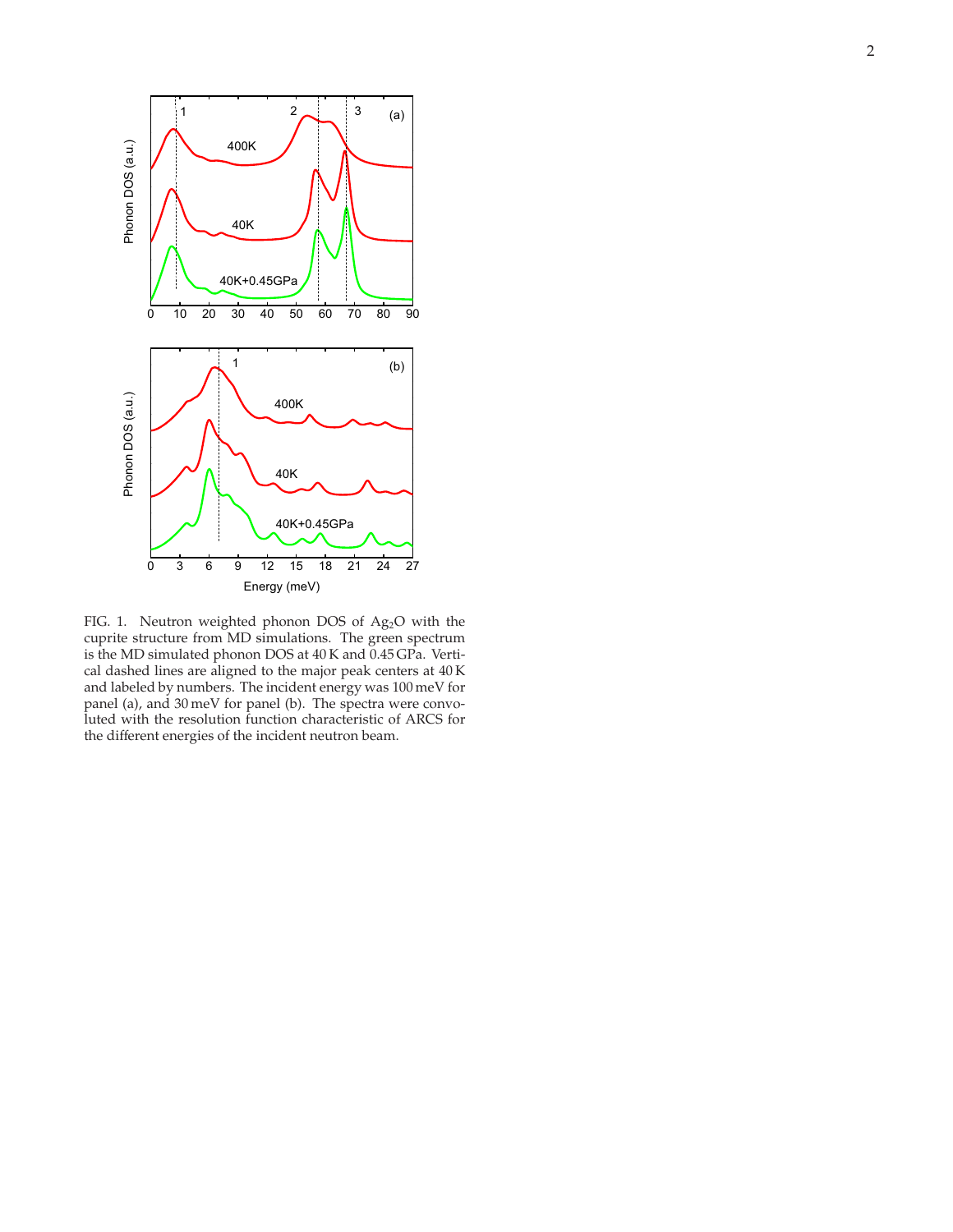(a)

1 2 3

400K

40K

40K+0.45GPa

Phonon DOS (a.u.)

0 10 20 30 40 50 60 70 80 90

(b)

1

400K

40K

40K+0.45GPa

Phonon DOS (a.u.)

0 3 6 9 12 15 18 21 24 27

Energy (meV)

FIG. 1. Neutron weighted phonon DOS of $Ag_2O$ with the cuprite structure from MD simulations. The green spectrum is the MD simulated phonon DOS at 40 K and 0.45 GPa. Vertical dashed lines are aligned to the major peak centers at 40 K and labeled by numbers. The incident energy was 100 meV for panel (a), and 30 meV for panel (b). The spectra were convoluted with the resolution function characteristic of ARCS for the different energies of the incident neutron beam.